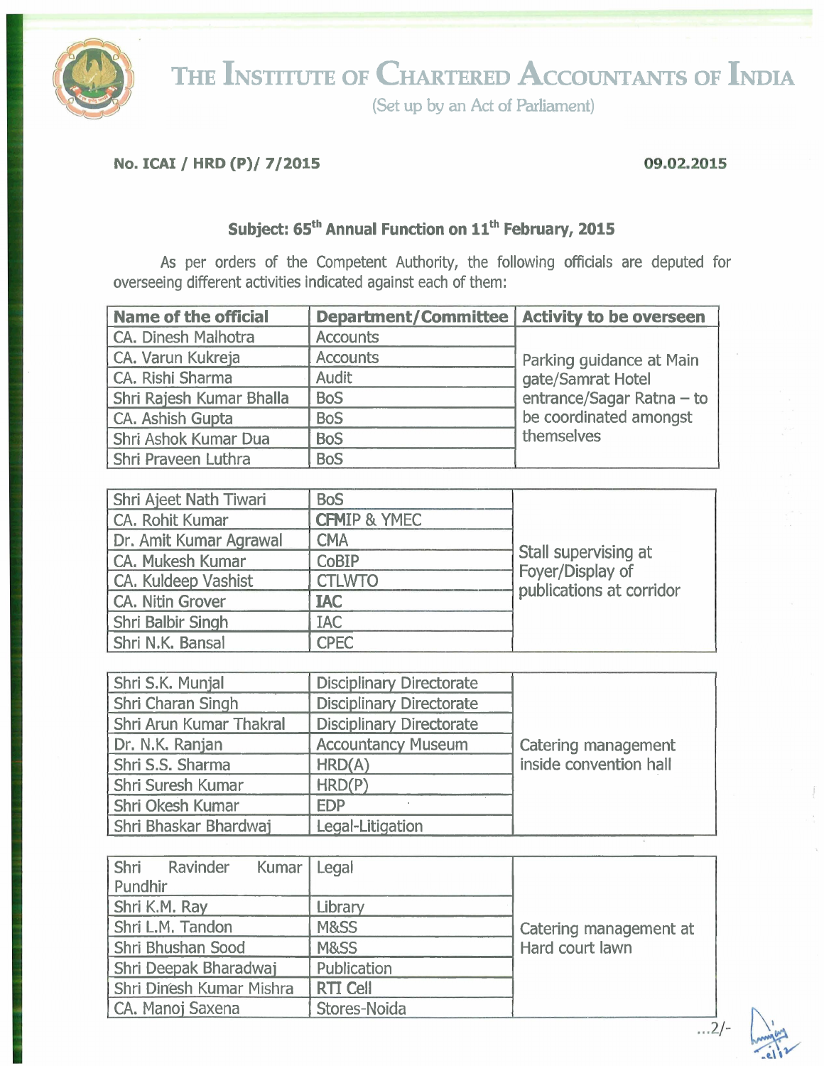# THE INSTITUTE OF CHARTERED ACCOUNTANTS OF INDIA

(Set up by an Act of Parliament)

**No. ICAI / HRD (P)/ 7/2015** **09.02.2015**

**Subject: 65th Annual Function on 11th February, 2015**

As per orders of the Competent Authority, the following officials are deputed for overseeing different activities indicated against each of them:

| Name of the official | Department/Committee | Activity to be overseen |
|---|---|---|
| CA. Dinesh Malhotra | Accounts | Parking guidance at Main gate/Samrat Hotel entrance/Sagar Ratna – to be coordinated amongst themselves |
| CA. Varun Kukreja | Accounts | |
| CA. Rishi Sharma | Audit | |
| Shri Rajesh Kumar Bhalla | BoS | |
| CA. Ashish Gupta | BoS | |
| Shri Ashok Kumar Dua | BoS | |
| Shri Praveen Luthra | BoS | |
| Shri Ajeet Nath Tiwari | BoS | Stall supervising at Foyer/Display of publications at corridor |
| CA. Rohit Kumar | CFMIP & YMEC | |
| Dr. Amit Kumar Agrawal | CMA | |
| CA. Mukesh Kumar | CoBIP | |
| CA. Kuldeep Vashist | CTLWTO | |
| CA. Nitin Grover | IAC | |
| Shri Balbir Singh | IAC | |
| Shri N.K. Bansal | CPEC | |
| Shri S.K. Munjal | Disciplinary Directorate | Catering management inside convention hall |
| Shri Charan Singh | Disciplinary Directorate | |
| Shri Arun Kumar Thakral | Disciplinary Directorate | |
| Dr. N.K. Ranjan | Accountancy Museum | |
| Shri S.S. Sharma | HRD(A) | |
| Shri Suresh Kumar | HRD(P) | |
| Shri Okesh Kumar | EDP | |
| Shri Bhaskar Bhardwaj | Legal-Litigation | |
| Shri Ravinder Kumar Pundhir | Legal | Catering management at Hard court lawn |
| Shri K.M. Ray | Library | |
| Shri L.M. Tandon | M&SS | |
| Shri Bhushan Sood | M&SS | |
| Shri Deepak Bharadwaj | Publication | |
| Shri Dinesh Kumar Mishra | RTI Cell | |
| CA. Manoj Saxena | Stores-Noida | |

...2/-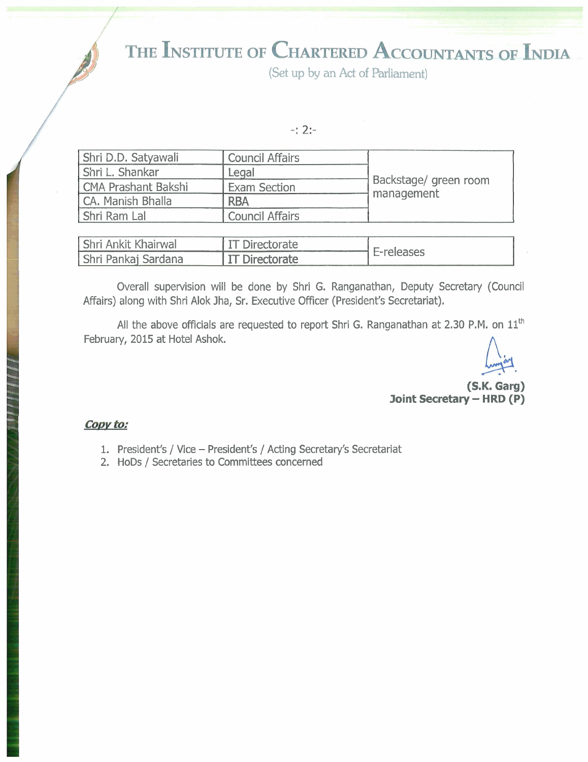# THE INSTITUTE OF CHARTERED ACCOUNTANTS OF INDIA

(Set up by an Act of Parliament)

-: 2:-

| | | |
|---|---|---|
| Shri D.D. Satyawali | Council Affairs | Backstage/ green room management |
| Shri L. Shankar | Legal | |
| CMA Prashant Bakshi | Exam Section | |
| CA. Manish Bhalla | RBA | |
| Shri Ram Lal | Council Affairs | |

| | | |
|---|---|---|
| Shri Ankit Khairwal | IT Directorate | E-releases |
| Shri Pankaj Sardana | IT Directorate | |

Overall supervision will be done by Shri G. Ranganathan, Deputy Secretary (Council Affairs) along with Shri Alok Jha, Sr. Executive Officer (President's Secretariat).

All the above officials are requested to report Shri G. Ranganathan at 2.30 P.M. on 11th February, 2015 at Hotel Ashok.

**(S.K. Garg)**
**Joint Secretary – HRD (P)**

***Copy to:***

1. President's / Vice – President's / Acting Secretary's Secretariat
2. HoDs / Secretaries to Committees concerned